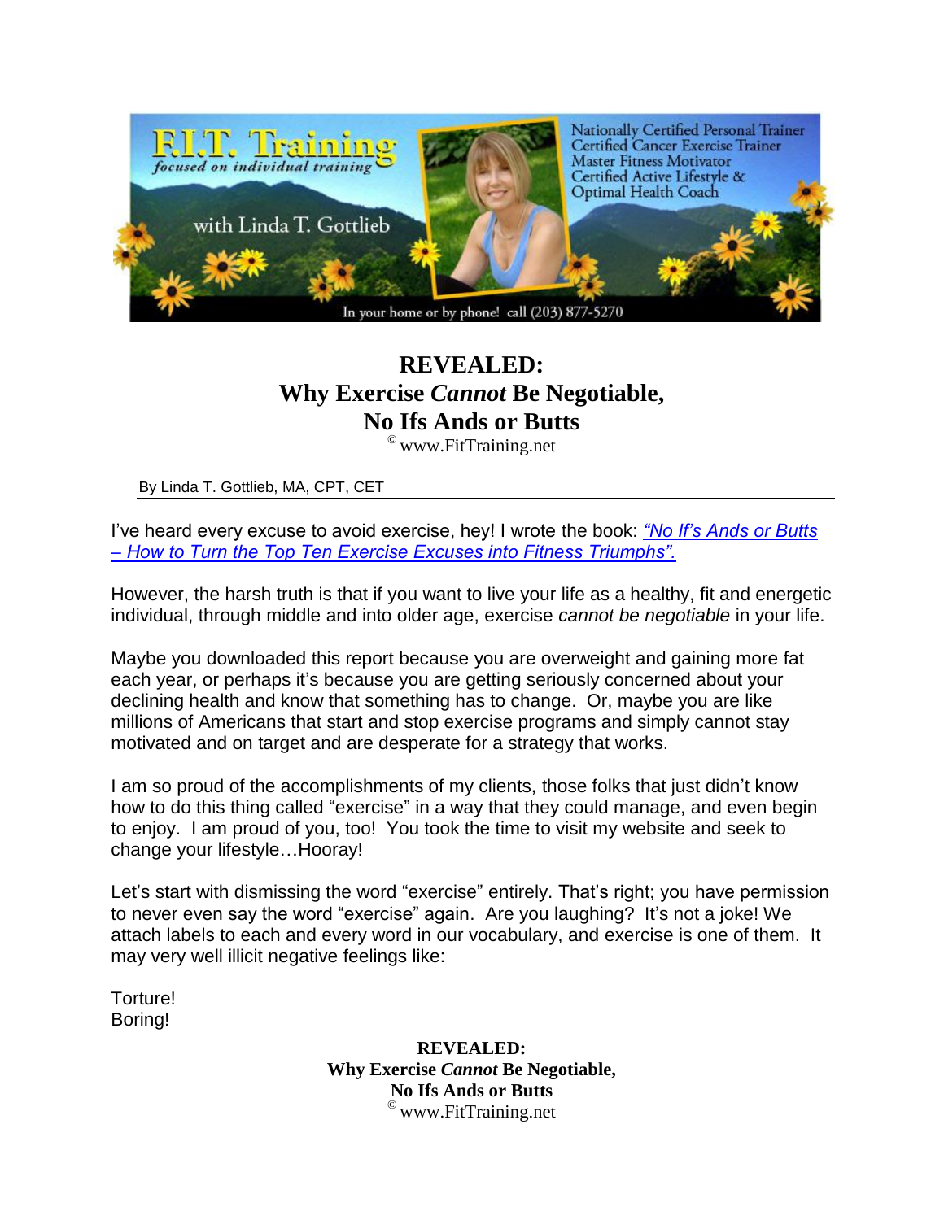F.I.T. Training
*focused on individual training*

with Linda T. Gottlieb

Nationally Certified Personal Trainer
Certified Cancer Exercise Trainer
Master Fitness Motivator
Certified Active Lifestyle & Optimal Health Coach

In your home or by phone! call (203) 877-5270

# REVEALED:
# Why Exercise *Cannot* Be Negotiable, No Ifs Ands or Butts

© www.FitTraining.net

By Linda T. Gottlieb, MA, CPT, CET

I've heard every excuse to avoid exercise, hey! I wrote the book: *"No If's Ands or Butts – How to Turn the Top Ten Exercise Excuses into Fitness Triumphs".*

However, the harsh truth is that if you want to live your life as a healthy, fit and energetic individual, through middle and into older age, exercise *cannot be negotiable* in your life.

Maybe you downloaded this report because you are overweight and gaining more fat each year, or perhaps it's because you are getting seriously concerned about your declining health and know that something has to change. Or, maybe you are like millions of Americans that start and stop exercise programs and simply cannot stay motivated and on target and are desperate for a strategy that works.

I am so proud of the accomplishments of my clients, those folks that just didn't know how to do this thing called "exercise" in a way that they could manage, and even begin to enjoy. I am proud of you, too! You took the time to visit my website and seek to change your lifestyle…Hooray!

Let's start with dismissing the word "exercise" entirely. That's right; you have permission to never even say the word "exercise" again. Are you laughing? It's not a joke! We attach labels to each and every word in our vocabulary, and exercise is one of them. It may very well illicit negative feelings like:

Torture!
Boring!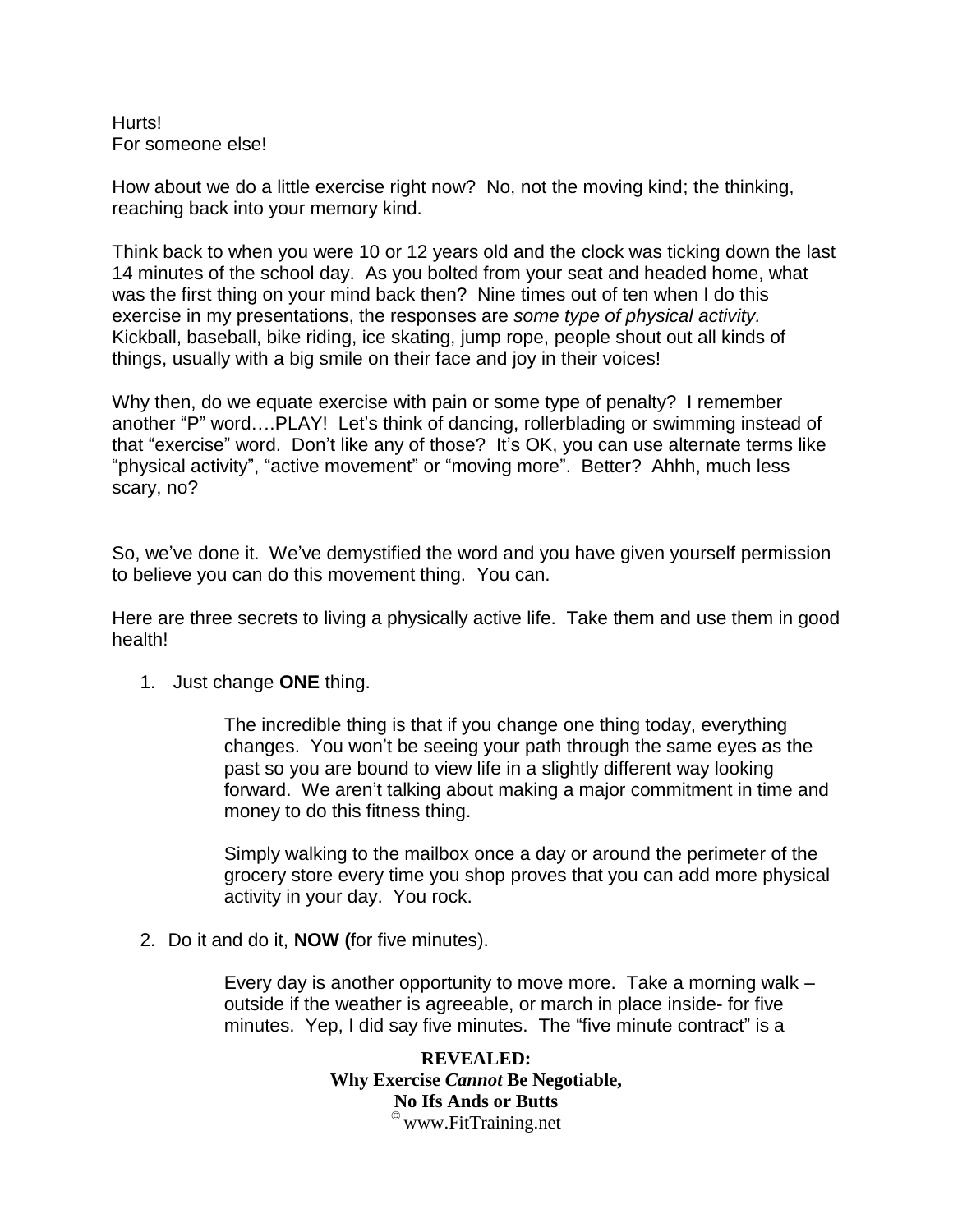Hurts!
For someone else!

How about we do a little exercise right now? No, not the moving kind; the thinking, reaching back into your memory kind.

Think back to when you were 10 or 12 years old and the clock was ticking down the last 14 minutes of the school day. As you bolted from your seat and headed home, what was the first thing on your mind back then? Nine times out of ten when I do this exercise in my presentations, the responses are *some type of physical activity.* Kickball, baseball, bike riding, ice skating, jump rope, people shout out all kinds of things, usually with a big smile on their face and joy in their voices!

Why then, do we equate exercise with pain or some type of penalty? I remember another "P" word….PLAY! Let's think of dancing, rollerblading or swimming instead of that "exercise" word. Don't like any of those? It's OK, you can use alternate terms like "physical activity", "active movement" or "moving more". Better? Ahhh, much less scary, no?

So, we've done it. We've demystified the word and you have given yourself permission to believe you can do this movement thing. You can.

Here are three secrets to living a physically active life. Take them and use them in good health!

1. Just change **ONE** thing.

   The incredible thing is that if you change one thing today, everything changes. You won't be seeing your path through the same eyes as the past so you are bound to view life in a slightly different way looking forward. We aren't talking about making a major commitment in time and money to do this fitness thing.

   Simply walking to the mailbox once a day or around the perimeter of the grocery store every time you shop proves that you can add more physical activity in your day. You rock.

2. Do it and do it, **NOW (**for five minutes).

   Every day is another opportunity to move more. Take a morning walk – outside if the weather is agreeable, or march in place inside- for five minutes. Yep, I did say five minutes. The "five minute contract" is a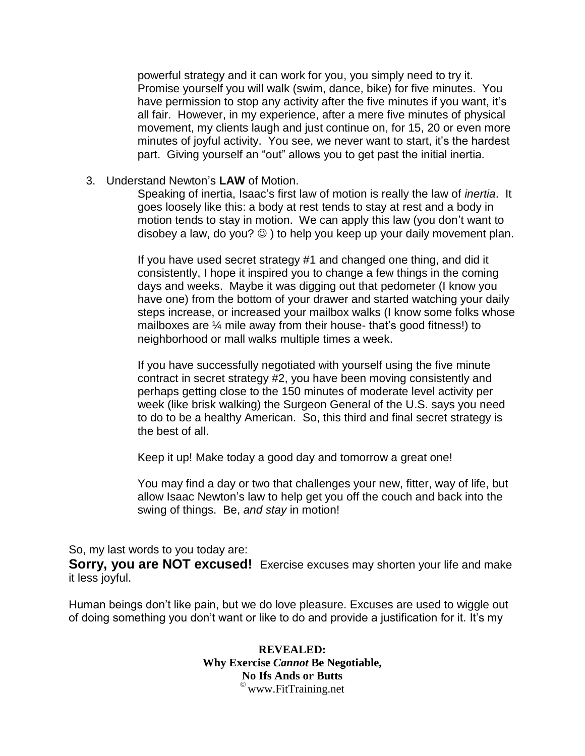powerful strategy and it can work for you, you simply need to try it. Promise yourself you will walk (swim, dance, bike) for five minutes. You have permission to stop any activity after the five minutes if you want, it's all fair. However, in my experience, after a mere five minutes of physical movement, my clients laugh and just continue on, for 15, 20 or even more minutes of joyful activity. You see, we never want to start, it's the hardest part. Giving yourself an "out" allows you to get past the initial inertia.

3. Understand Newton's **LAW** of Motion.

   Speaking of inertia, Isaac's first law of motion is really the law of *inertia*. It goes loosely like this: a body at rest tends to stay at rest and a body in motion tends to stay in motion. We can apply this law (you don't want to disobey a law, do you? ☺ ) to help you keep up your daily movement plan.

   If you have used secret strategy #1 and changed one thing, and did it consistently, I hope it inspired you to change a few things in the coming days and weeks. Maybe it was digging out that pedometer (I know you have one) from the bottom of your drawer and started watching your daily steps increase, or increased your mailbox walks (I know some folks whose mailboxes are ¼ mile away from their house- that's good fitness!) to neighborhood or mall walks multiple times a week.

   If you have successfully negotiated with yourself using the five minute contract in secret strategy #2, you have been moving consistently and perhaps getting close to the 150 minutes of moderate level activity per week (like brisk walking) the Surgeon General of the U.S. says you need to do to be a healthy American. So, this third and final secret strategy is the best of all.

   Keep it up! Make today a good day and tomorrow a great one!

   You may find a day or two that challenges your new, fitter, way of life, but allow Isaac Newton's law to help get you off the couch and back into the swing of things. Be, *and stay* in motion!

So, my last words to you today are:

**Sorry, you are NOT excused!** Exercise excuses may shorten your life and make it less joyful.

Human beings don't like pain, but we do love pleasure. Excuses are used to wiggle out of doing something you don't want or like to do and provide a justification for it. It's my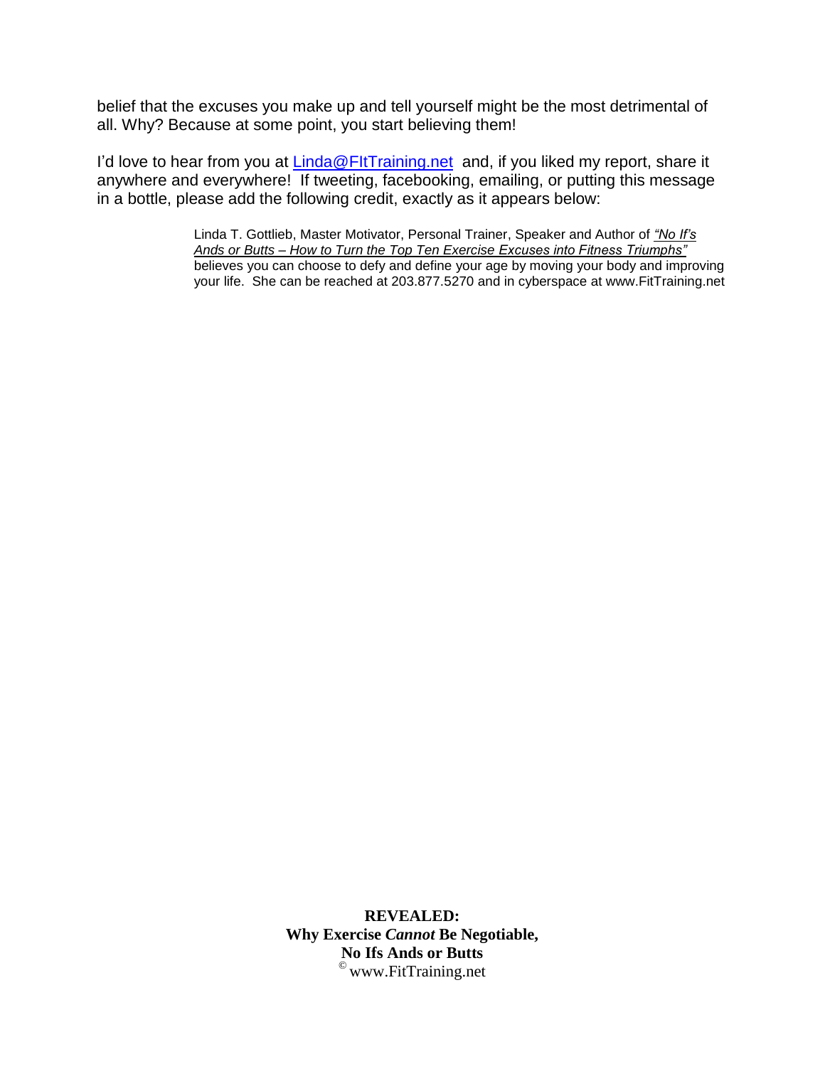belief that the excuses you make up and tell yourself might be the most detrimental of all. Why? Because at some point, you start believing them!

I'd love to hear from you at [Linda@FItTraining.net](mailto:Linda@FItTraining.net) and, if you liked my report, share it anywhere and everywhere! If tweeting, facebooking, emailing, or putting this message in a bottle, please add the following credit, exactly as it appears below:

> Linda T. Gottlieb, Master Motivator, Personal Trainer, Speaker and Author of *"No If's Ands or Butts – How to Turn the Top Ten Exercise Excuses into Fitness Triumphs"* believes you can choose to defy and define your age by moving your body and improving your life. She can be reached at 203.877.5270 and in cyberspace at www.FitTraining.net